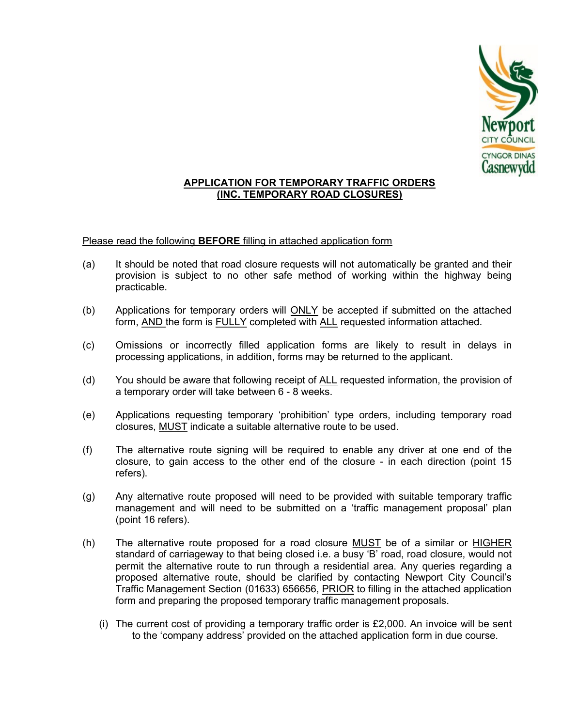# APPLICATION FOR TEMPORARY TRAFFIC ORDERS (INC. TEMPORARY ROAD CLOSURES)

Please read the following **BEFORE** filling in attached application form

(a) It should be noted that road closure requests will not automatically be granted and their provision is subject to no other safe method of working within the highway being practicable.

(b) Applications for temporary orders will ONLY be accepted if submitted on the attached form, AND the form is FULLY completed with ALL requested information attached.

(c) Omissions or incorrectly filled application forms are likely to result in delays in processing applications, in addition, forms may be returned to the applicant.

(d) You should be aware that following receipt of ALL requested information, the provision of a temporary order will take between 6 - 8 weeks.

(e) Applications requesting temporary 'prohibition' type orders, including temporary road closures, MUST indicate a suitable alternative route to be used.

(f) The alternative route signing will be required to enable any driver at one end of the closure, to gain access to the other end of the closure - in each direction (point 15 refers).

(g) Any alternative route proposed will need to be provided with suitable temporary traffic management and will need to be submitted on a 'traffic management proposal' plan (point 16 refers).

(h) The alternative route proposed for a road closure MUST be of a similar or HIGHER standard of carriageway to that being closed i.e. a busy 'B' road, road closure, would not permit the alternative route to run through a residential area. Any queries regarding a proposed alternative route, should be clarified by contacting Newport City Council's Traffic Management Section (01633) 656656, PRIOR to filling in the attached application form and preparing the proposed temporary traffic management proposals.

(i) The current cost of providing a temporary traffic order is £2,000. An invoice will be sent to the 'company address' provided on the attached application form in due course.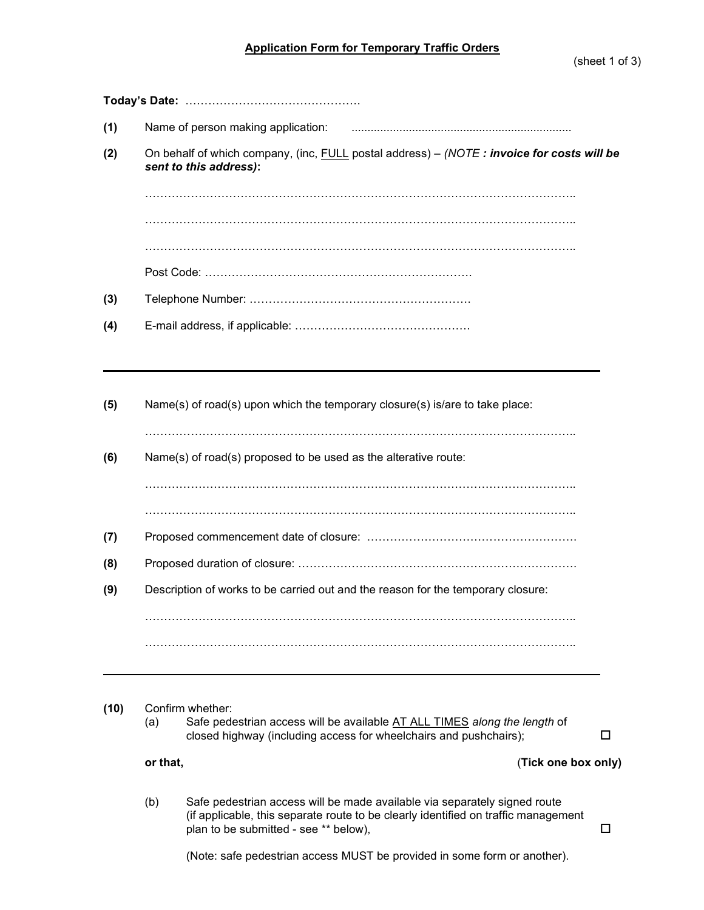## Application Form for Temporary Traffic Orders

(sheet 1 of 3)

**Today's Date:** ……………………………………….

**(1)** Name of person making application: ....................................................................

**(2)** On behalf of which company, (inc, FULL postal address) – *(NOTE **: invoice for costs will be sent to this address)***:

……………………………………………………………………………………………..

……………………………………………………………………………………………..

……………………………………………………………………………………………..

Post Code: …………………………………………………………….

**(3)** Telephone Number: ………………………………………………….

**(4)** E-mail address, if applicable: ……………………………………….

---

**(5)** Name(s) of road(s) upon which the temporary closure(s) is/are to take place:

……………………………………………………………………………………………..

**(6)** Name(s) of road(s) proposed to be used as the alterative route:

……………………………………………………………………………………………..

……………………………………………………………………………………………..

**(7)** Proposed commencement date of closure: ……………………………………………….

**(8)** Proposed duration of closure: ……………………………………………………………….

**(9)** Description of works to be carried out and the reason for the temporary closure:

……………………………………………………………………………………………..

……………………………………………………………………………………………..

---

**(10)** Confirm whether:

(a) Safe pedestrian access will be available AT ALL TIMES *along the length* of closed highway (including access for wheelchairs and pushchairs); ☐

**or that,** (**Tick one box only)**

(b) Safe pedestrian access will be made available via separately signed route (if applicable, this separate route to be clearly identified on traffic management plan to be submitted - see ** below), ☐

(Note: safe pedestrian access MUST be provided in some form or another).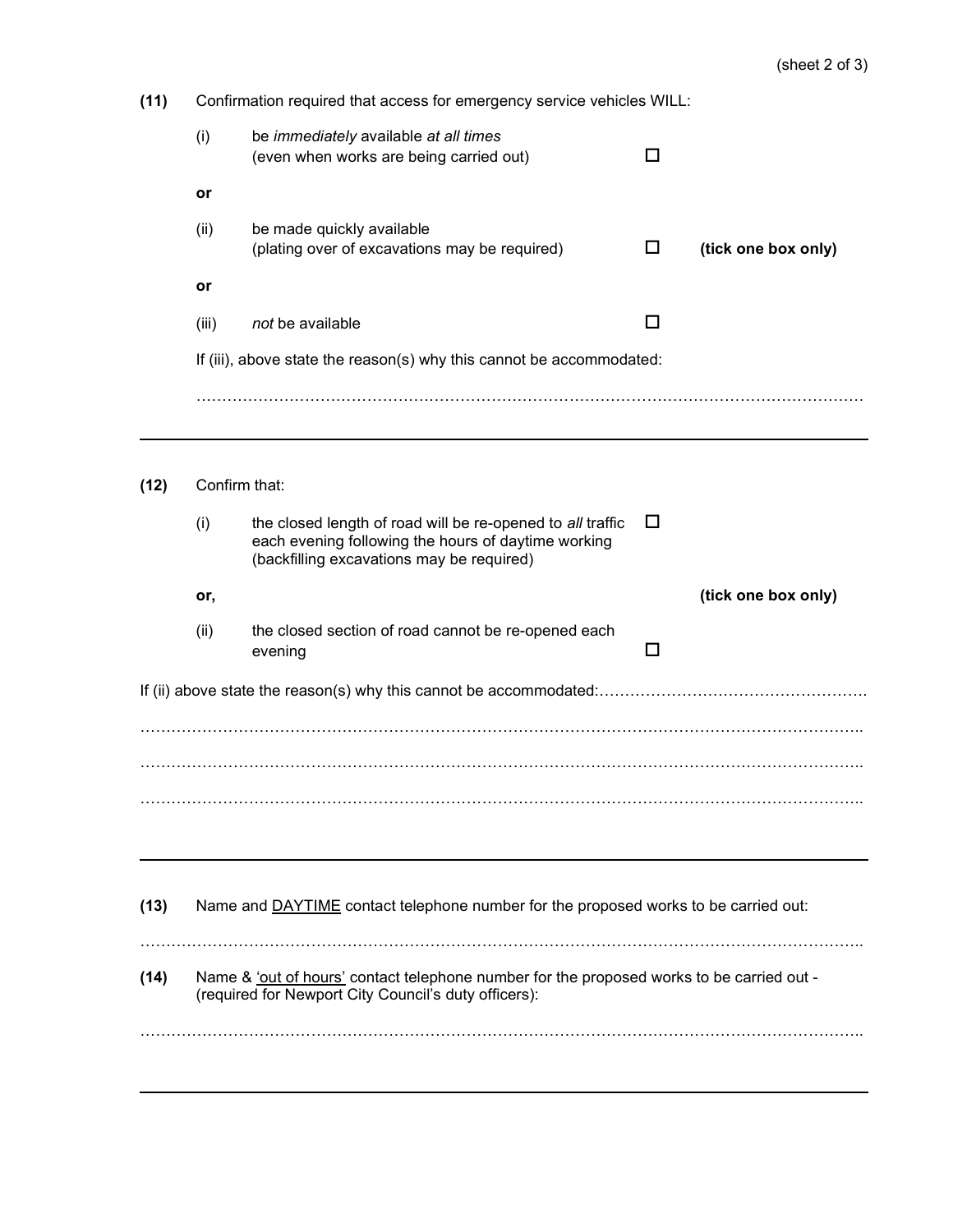**(11)** Confirmation required that access for emergency service vehicles WILL:

(i) be *immediately* available *at all times* (even when works are being carried out) ☐

**or**

(ii) be made quickly available (plating over of excavations may be required) ☐ **(tick one box only)**

**or**

(iii) *not* be available ☐

If (iii), above state the reason(s) why this cannot be accommodated:

…………………………………………………………………………………………………………………

---

**(12)** Confirm that:

(i) the closed length of road will be re-opened to *all* traffic each evening following the hours of daytime working (backfilling excavations may be required) ☐

**or,** **(tick one box only)**

(ii) the closed section of road cannot be re-opened each evening ☐

If (ii) above state the reason(s) why this cannot be accommodated:……………………………………………

…………………………………………………………………………………………………………………

…………………………………………………………………………………………………………………

…………………………………………………………………………………………………………………

---

**(13)** Name and DAYTIME contact telephone number for the proposed works to be carried out:

…………………………………………………………………………………………………………………

**(14)** Name & 'out of hours' contact telephone number for the proposed works to be carried out - (required for Newport City Council's duty officers):

…………………………………………………………………………………………………………………

---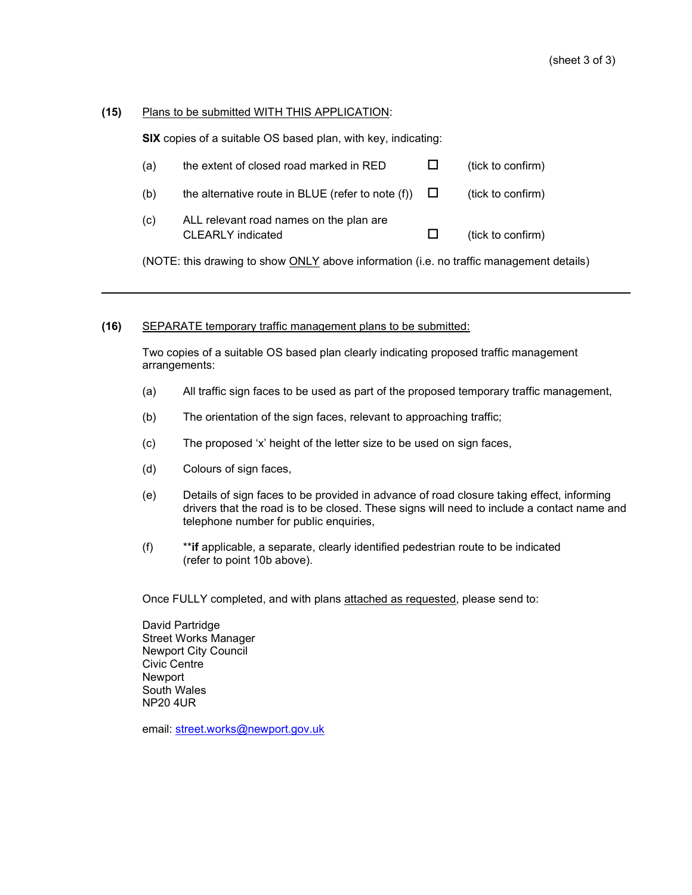**(15)** Plans to be submitted WITH THIS APPLICATION:

**SIX** copies of a suitable OS based plan, with key, indicating:

| | | | |
|---|---|---|---|
| (a) | the extent of closed road marked in RED | ☐ | (tick to confirm) |
| (b) | the alternative route in BLUE (refer to note (f)) | ☐ | (tick to confirm) |
| (c) | ALL relevant road names on the plan are CLEARLY indicated | ☐ | (tick to confirm) |

(NOTE: this drawing to show ONLY above information (i.e. no traffic management details)

---

**(16)** SEPARATE temporary traffic management plans to be submitted:

Two copies of a suitable OS based plan clearly indicating proposed traffic management arrangements:

(a) All traffic sign faces to be used as part of the proposed temporary traffic management,

(b) The orientation of the sign faces, relevant to approaching traffic;

(c) The proposed 'x' height of the letter size to be used on sign faces,

(d) Colours of sign faces,

(e) Details of sign faces to be provided in advance of road closure taking effect, informing drivers that the road is to be closed. These signs will need to include a contact name and telephone number for public enquiries,

(f) ****if** applicable, a separate, clearly identified pedestrian route to be indicated (refer to point 10b above).

Once FULLY completed, and with plans attached as requested, please send to:

David Partridge
Street Works Manager
Newport City Council
Civic Centre
Newport
South Wales
NP20 4UR

email: street.works@newport.gov.uk